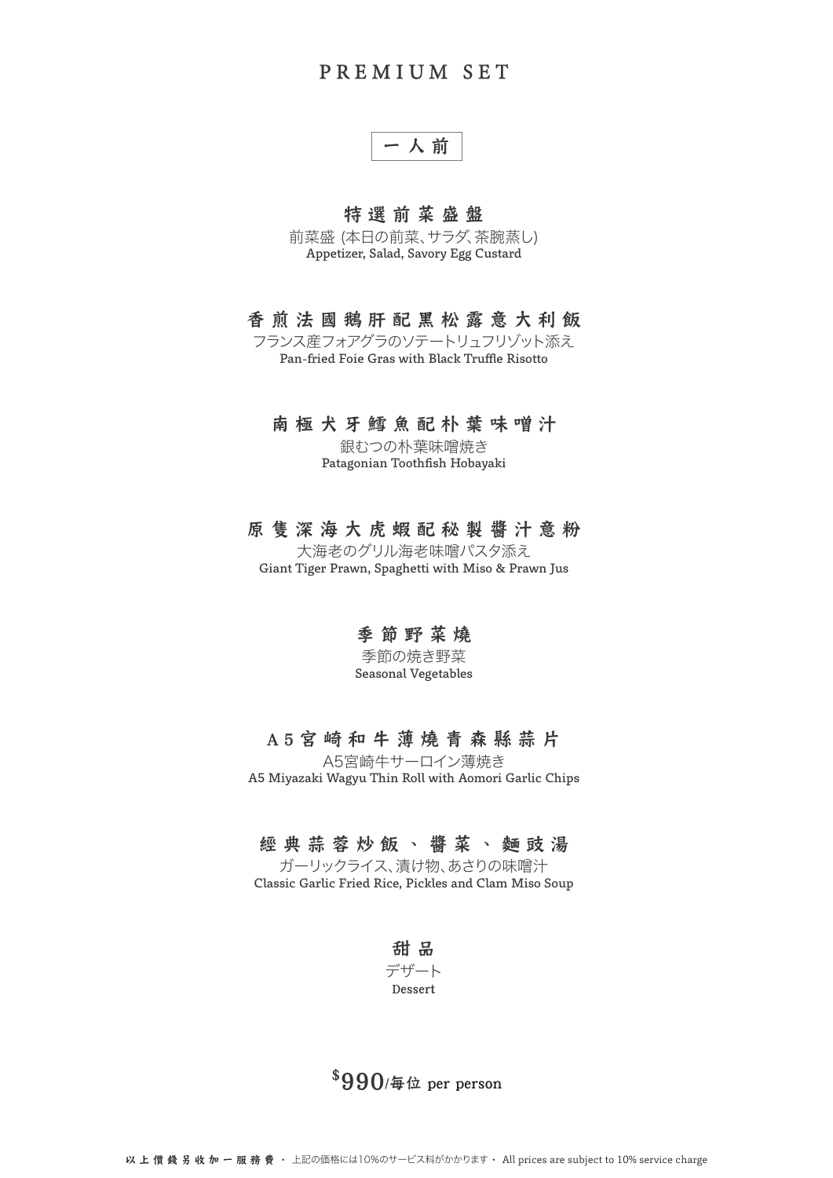# PREMIUM SET

## 一人前

### 特選前菜盛盤

前菜盛 (本日の前菜、サラダ、茶腕蒸し)
Appetizer, Salad, Savory Egg Custard

### 香煎法國鵝肝配黑松露意大利飯

フランス産フォアグラのソテートリュフリゾット添え
Pan-fried Foie Gras with Black Truffle Risotto

### 南極犬牙鱈魚配朴葉味噌汁

銀むつの朴葉味噌焼き
Patagonian Toothfish Hobayaki

### 原隻深海大虎蝦配秘製醬汁意粉

大海老のグリル海老味噌パスタ添え
Giant Tiger Prawn, Spaghetti with Miso & Prawn Jus

### 季節野菜燒

季節の焼き野菜
Seasonal Vegetables

### A5宮崎和牛薄燒青森縣蒜片

A5宮崎牛サーロイン薄焼き
A5 Miyazaki Wagyu Thin Roll with Aomori Garlic Chips

### 經典蒜蓉炒飯、醬菜、麵豉湯

ガーリックライス、漬け物、あさりの味噌汁
Classic Garlic Fried Rice, Pickles and Clam Miso Soup

### 甜品

デザート
Dessert

**$990/每位 per person**

以上價錢另收加一服務費・上記の価格には10%のサービス料がかかります・ All prices are subject to 10% service charge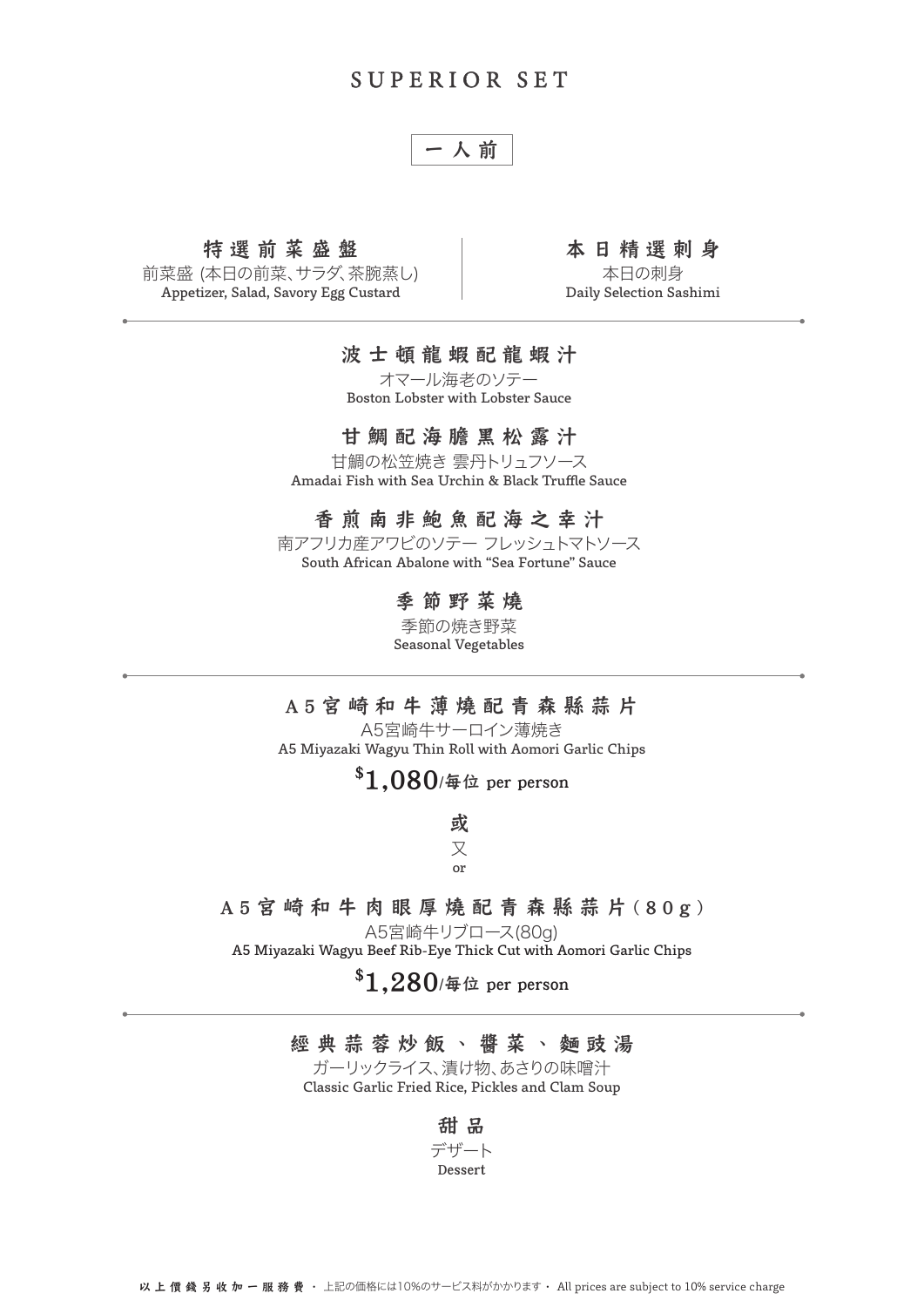# SUPERIOR SET

**一人前**

**特選前菜盛盤**
前菜盛 (本日の前菜、サラダ、茶碗蒸し)
Appetizer, Salad, Savory Egg Custard

**本日精選刺身**
本日の刺身
Daily Selection Sashimi

---

**波士頓龍蝦配龍蝦汁**
オマール海老のソテー
Boston Lobster with Lobster Sauce

**甘鯛配海膽黑松露汁**
甘鯛の松笠焼き 雲丹トリュフソース
Amadai Fish with Sea Urchin & Black Truffle Sauce

**香煎南非鮑魚配海之幸汁**
南アフリカ産アワビのソテー フレッシュトマトソース
South African Abalone with "Sea Fortune" Sauce

**季節野菜燒**
季節の焼き野菜
Seasonal Vegetables

---

**A5宮崎和牛薄燒配青森縣蒜片**
A5宮崎牛サーロイン薄焼き
A5 Miyazaki Wagyu Thin Roll with Aomori Garlic Chips

**$1,080/每位 per person**

**或**
又
or

**A5宮崎和牛肉眼厚燒配青森縣蒜片(80g)**
A5宮崎牛リブロース(80g)
A5 Miyazaki Wagyu Beef Rib-Eye Thick Cut with Aomori Garlic Chips

**$1,280/每位 per person**

---

**經典蒜蓉炒飯、醬菜、麵豉湯**
ガーリックライス、漬け物、あさりの味噌汁
Classic Garlic Fried Rice, Pickles and Clam Soup

**甜品**
デザート
Dessert

以上價錢另收加一服務費 · 上記の価格には10%のサービス料がかかります · All prices are subject to 10% service charge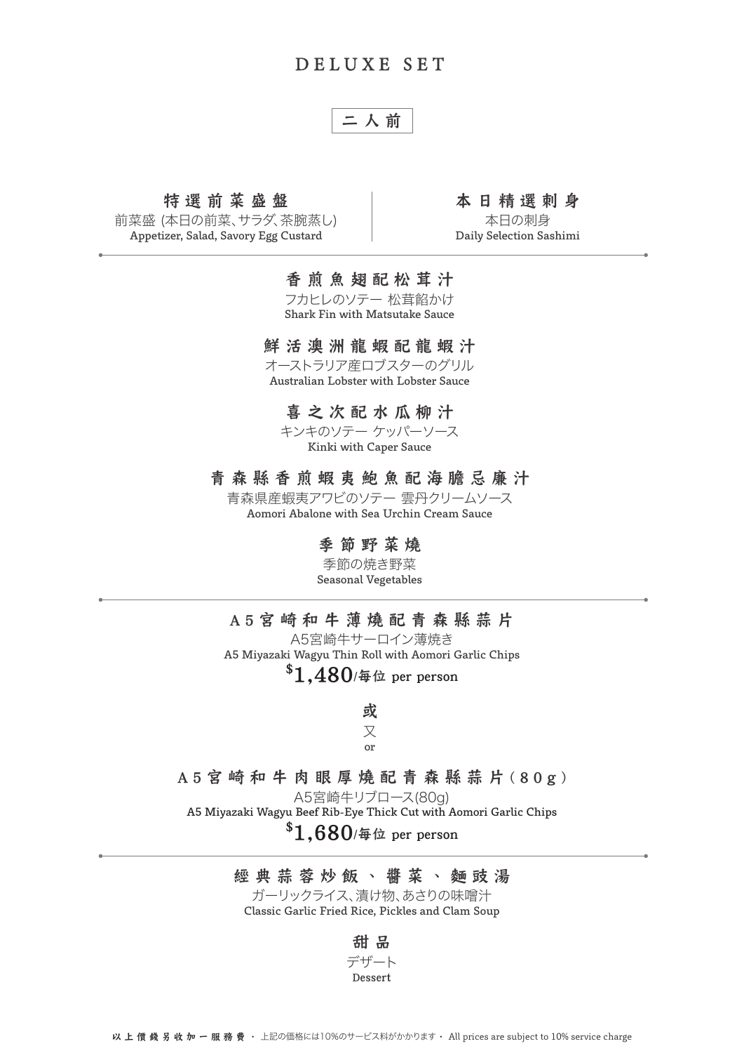# DELUXE SET

**二人前**

**特選前菜盛盤**
前菜盛 (本日の前菜、サラダ、茶碗蒸し)
Appetizer, Salad, Savory Egg Custard

**本日精選刺身**
本日の刺身
Daily Selection Sashimi

---

**香煎魚翅配松茸汁**
フカヒレのソテー 松茸餡かけ
Shark Fin with Matsutake Sauce

**鮮活澳洲龍蝦配龍蝦汁**
オーストラリア産ロブスターのグリル
Australian Lobster with Lobster Sauce

**喜之次配水瓜柳汁**
キンキのソテー ケッパーソース
Kinki with Caper Sauce

**青森縣香煎蝦夷鮑魚配海膽忌廉汁**
青森県産蝦夷アワビのソテー 雲丹クリームソース
Aomori Abalone with Sea Urchin Cream Sauce

**季節野菜燒**
季節の焼き野菜
Seasonal Vegetables

---

**A5宮崎和牛薄燒配青森縣蒜片**
A5宮崎牛サーロイン薄焼き
A5 Miyazaki Wagyu Thin Roll with Aomori Garlic Chips
**$1,480/每位 per person**

**或**
又
or

**A5宮崎和牛肉眼厚燒配青森縣蒜片（80g）**
A5宮崎牛リブロース(80g)
A5 Miyazaki Wagyu Beef Rib-Eye Thick Cut with Aomori Garlic Chips
**$1,680/每位 per person**

---

**經典蒜蓉炒飯、醬菜、麵豉湯**
ガーリックライス、漬け物、あさりの味噌汁
Classic Garlic Fried Rice, Pickles and Clam Soup

**甜品**
デザート
Dessert

以上價錢另收加一服務費・上記の価格には10%のサービス料がかかります・All prices are subject to 10% service charge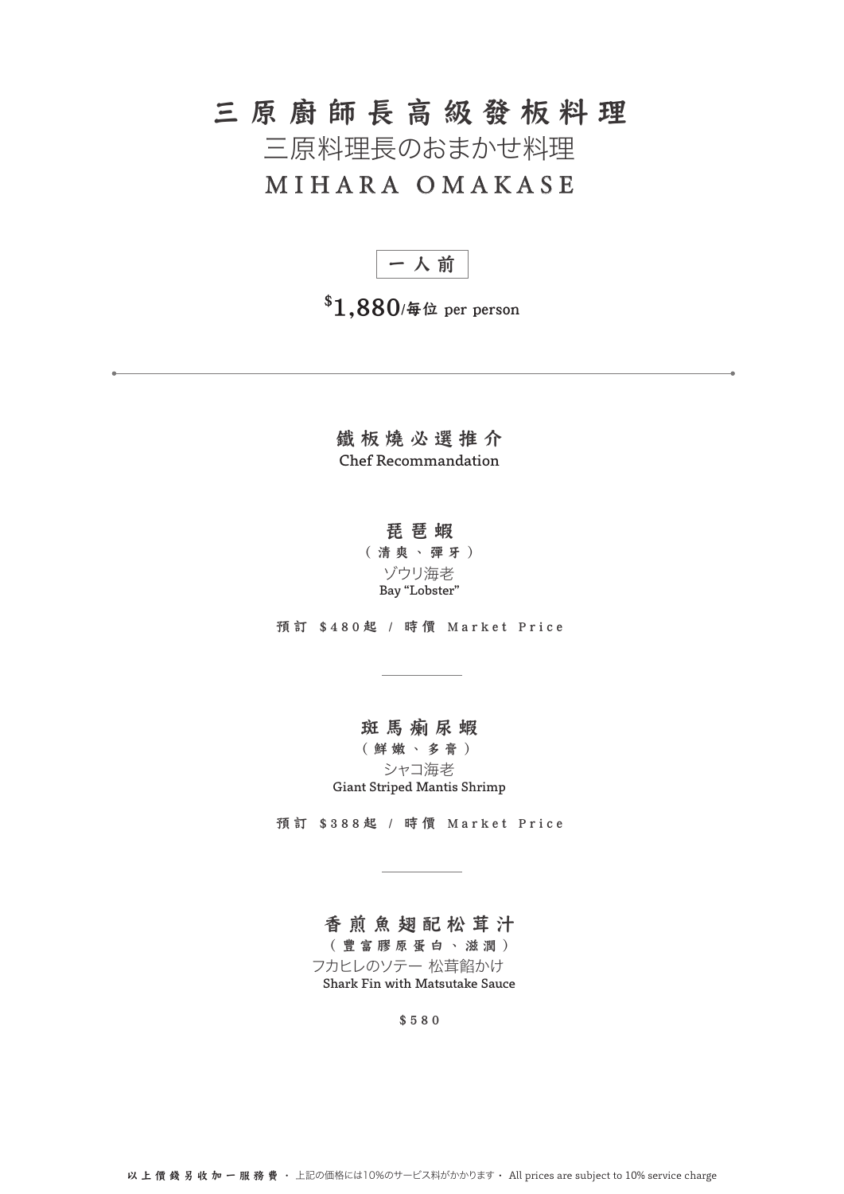# 三原廚師長高級發板料理

## 三原料理長のおまかせ料理

## MIHARA OMAKASE

**一人前**

**$1,880/每位 per person**

---

### 鐵板燒必選推介

Chef Recommandation

**琵琶蝦**

（清爽、彈牙）

ゾウリ海老

Bay "Lobster"

預訂 $480起 / 時價 Market Price

---

**斑馬瘌尿蝦**

（鮮嫩、多膏）

シャコ海老

Giant Striped Mantis Shrimp

預訂 $388起 / 時價 Market Price

---

**香煎魚翅配松茸汁**

（豐富膠原蛋白、滋潤）

フカヒレのソテー 松茸餡かけ

Shark Fin with Matsutake Sauce

$580

以上價錢另收加一服務費・上記の価格には10%のサービス料がかかります・All prices are subject to 10% service charge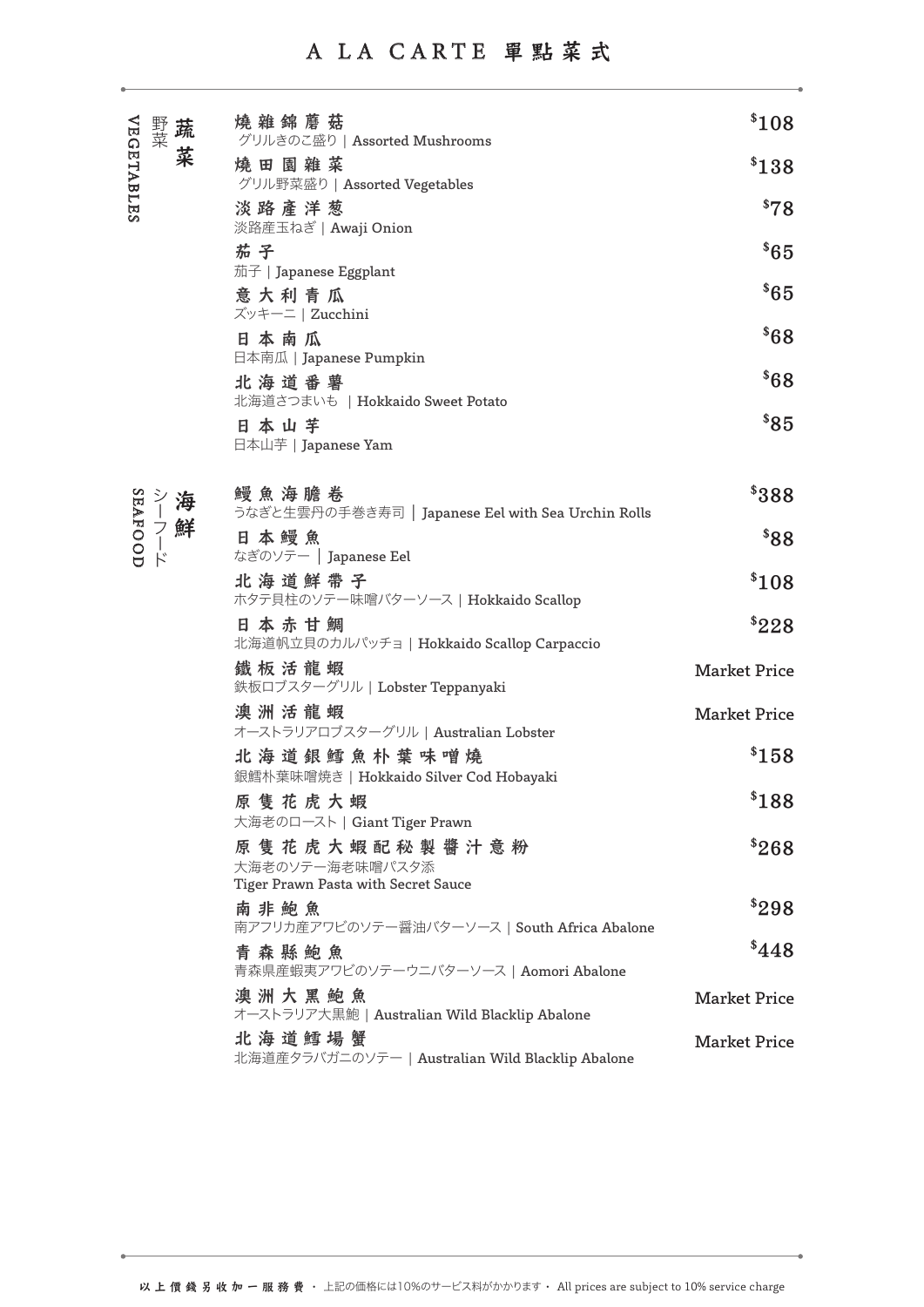# A LA CARTE 單點菜式

## 蔬菜 野菜 VEGETABLES

| Item | Price |
|---|---|
| **燒雜錦蘑菇**<br>グリルきのこ盛り｜Assorted Mushrooms | $108 |
| **燒田園雜菜**<br>グリル野菜盛り｜Assorted Vegetables | $138 |
| **淡路產洋葱**<br>淡路産玉ねぎ｜Awaji Onion | $78 |
| **茄子**<br>茄子｜Japanese Eggplant | $65 |
| **意大利青瓜**<br>ズッキーニ｜Zucchini | $65 |
| **日本南瓜**<br>日本南瓜｜Japanese Pumpkin | $68 |
| **北海道番薯**<br>北海道さつまいも ｜Hokkaido Sweet Potato | $68 |
| **日本山芋**<br>日本山芋｜Japanese Yam | $85 |

## 海鮮 シーフード SEAFOOD

| Item | Price |
|---|---|
| **鰻魚海膽卷**<br>うなぎと生雲丹の手巻き寿司 ｜ Japanese Eel with Sea Urchin Rolls | $388 |
| **日本鰻魚**<br>なぎのソテー ｜ Japanese Eel | $88 |
| **北海道鮮帶子**<br>ホタテ貝柱のソテー味噌バターソース｜Hokkaido Scallop | $108 |
| **日本赤甘鯛**<br>北海道帆立貝のカルパッチョ｜Hokkaido Scallop Carpaccio | $228 |
| **鐵板活龍蝦**<br>鉄板ロブスターグリル｜Lobster Teppanyaki | Market Price |
| **澳洲活龍蝦**<br>オーストラリアロブスターグリル｜Australian Lobster | Market Price |
| **北海道銀鱈魚朴葉味噌燒**<br>銀鱈朴葉味噌焼き｜Hokkaido Silver Cod Hobayaki | $158 |
| **原隻花虎大蝦**<br>大海老のロースト｜Giant Tiger Prawn | $188 |
| **原隻花虎大蝦配秘製醬汁意粉**<br>大海老のソテー海老味噌パスタ添<br>Tiger Prawn Pasta with Secret Sauce | $268 |
| **南非鮑魚**<br>南アフリカ産アワビのソテー醤油バターソース｜South Africa Abalone | $298 |
| **青森縣鮑魚**<br>青森県産蝦夷アワビのソテーウニバターソース｜Aomori Abalone | $448 |
| **澳洲大黑鮑魚**<br>オーストラリア大黒鮑｜Australian Wild Blacklip Abalone | Market Price |
| **北海道鱈場蟹**<br>北海道産タラバガニのソテー｜Australian Wild Blacklip Abalone | Market Price |

**以上價錢另收加一服務費** ・ 上記の価格には10%のサービス料がかかります ・ All prices are subject to 10% service charge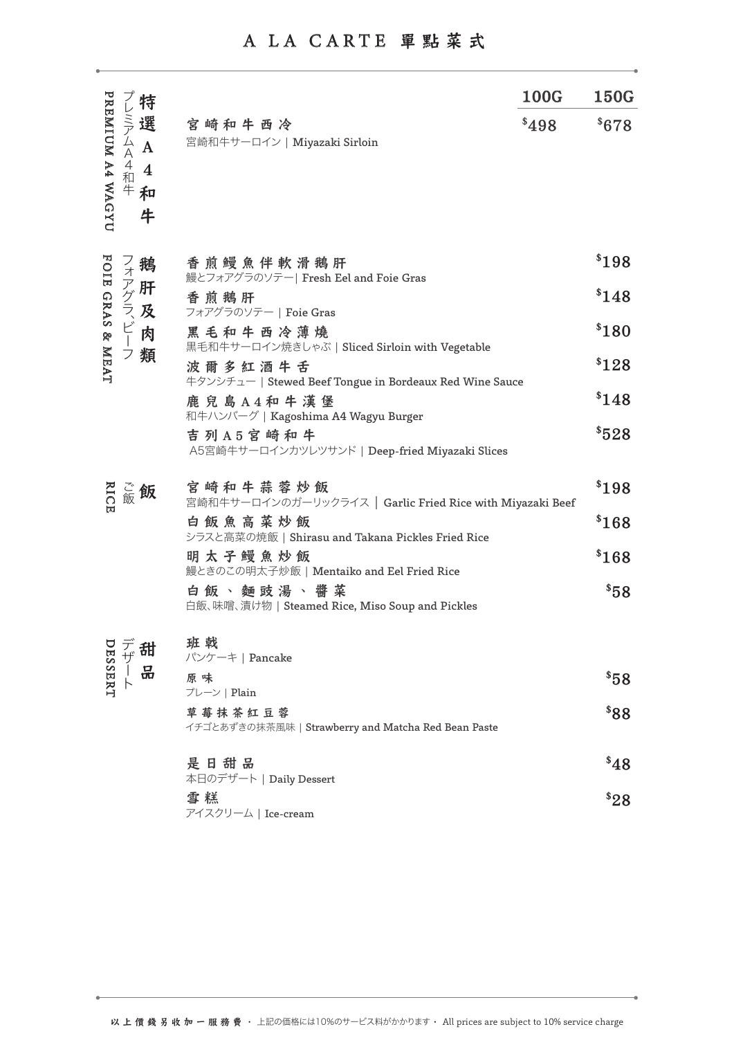# A LA CARTE 單點菜式

## 特選A4和牛 プレミアムA4和牛 PREMIUM A4 WAGYU

| | 100G | 150G |
| --- | --- | --- |
| **宮崎和牛西冷**<br>宮崎和牛サーロイン｜Miyazaki Sirloin | $498 | $678 |

## 鵝肝及肉類 フォアグラ、ビーフ FOIE GRAS & MEAT

| | |
| --- | --- |
| **香煎鰻魚伴軟滑鵝肝**<br>鰻とフォアグラのソテー｜Fresh Eel and Foie Gras | $198 |
| **香煎鵝肝**<br>フォアグラのソテー｜Foie Gras | $148 |
| **黑毛和牛西冷薄燒**<br>黒毛和牛サーロイン焼きしゃぶ｜Sliced Sirloin with Vegetable | $180 |
| **波爾多紅酒牛舌**<br>牛タンシチュー｜Stewed Beef Tongue in Bordeaux Red Wine Sauce | $128 |
| **鹿兒島A4和牛漢堡**<br>和牛ハンバーグ｜Kagoshima A4 Wagyu Burger | $148 |
| **吉列A5宮崎和牛**<br>A5宮崎牛サーロインカツレツサンド｜Deep-fried Miyazaki Slices | $528 |

## 飯 ご飯 RICE

| | |
| --- | --- |
| **宮崎和牛蒜蓉炒飯**<br>宮崎和牛サーロインのガーリックライス｜Garlic Fried Rice with Miyazaki Beef | $198 |
| **白飯魚高菜炒飯**<br>シラスと高菜の焼飯｜Shirasu and Takana Pickles Fried Rice | $168 |
| **明太子鰻魚炒飯**<br>鰻ときのこの明太子炒飯｜Mentaiko and Eel Fried Rice | $168 |
| **白飯、麵豉湯、醬菜**<br>白飯、味噌、漬け物｜Steamed Rice, Miso Soup and Pickles | $58 |

## 甜品 デザート DESSERT

**班戟**
パンケーキ｜Pancake

| | |
| --- | --- |
| **原味**<br>プレーン｜Plain | $58 |
| **草莓抹茶紅豆蓉**<br>イチゴとあずきの抹茶風味｜Strawberry and Matcha Red Bean Paste | $88 |
| **是日甜品**<br>本日のデザート｜Daily Dessert | $48 |
| **雪糕**<br>アイスクリーム｜Ice-cream | $28 |

以上價錢另收加一服務費 · 上記の価格には10%のサービス料がかかります · All prices are subject to 10% service charge